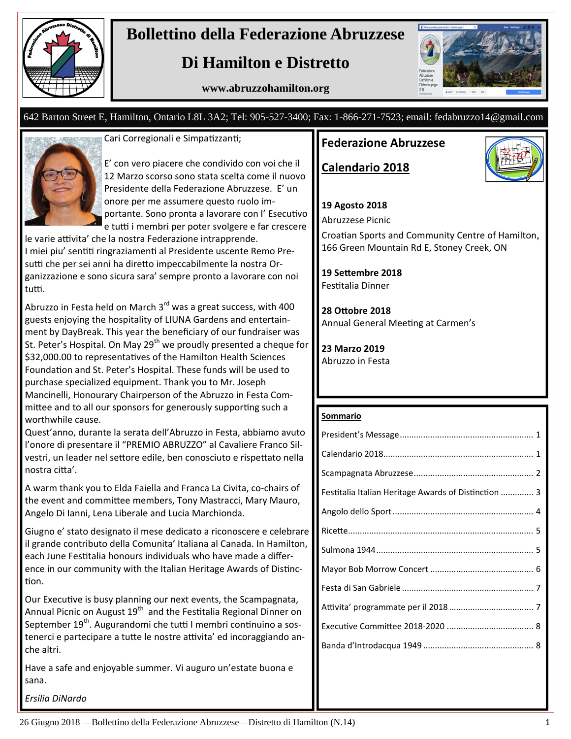# Bollettino della Federazione Abruzzese

## Di Hamilton e Distretto

**www.abruzzohamilton.org**

642 Barton Street E, Hamilton, Ontario L8L 3A2; Tel: 905-527-3400; Fax: 1-866-271-7523; email: fedabruzzo14@gmail.com

Cari Corregionali e Simpatizzanti;

E' con vero piacere che condivido con voi che il 12 Marzo scorso sono stata scelta come il nuovo Presidente della Federazione Abruzzese. E' un onore per me assumere questo ruolo importante. Sono pronta a lavorare con l' Esecutivo e tutti i membri per poter svolgere e far crescere le varie attivita' che la nostra Federazione intrapprende. I miei piu' sentiti ringraziamenti al Presidente uscente Remo Presutti che per sei anni ha diretto impeccabilmente la nostra Organizzazione e sono sicura sara' sempre pronto a lavorare con noi tutti.

Abruzzo in Festa held on March 3rd was a great success, with 400 guests enjoying the hospitality of LIUNA Gardens and entertainment by DayBreak. This year the beneficiary of our fundraiser was St. Peter's Hospital. On May 29th we proudly presented a cheque for $32,000.00 to representatives of the Hamilton Health Sciences Foundation and St. Peter's Hospital. These funds will be used to purchase specialized equipment. Thank you to Mr. Joseph Mancinelli, Honourary Chairperson of the Abruzzo in Festa Committee and to all our sponsors for generously supporting such a worthwhile cause.

Quest'anno, durante la serata dell'Abruzzo in Festa, abbiamo avuto l'onore di presentare il "PREMIO ABRUZZO" al Cavaliere Franco Silvestri, un leader nel settore edile, ben conosciuto e rispettato nella nostra citta'.

A warm thank you to Elda Faiella and Franca La Civita, co-chairs of the event and committee members, Tony Mastracci, Mary Mauro, Angelo Di Ianni, Lena Liberale and Lucia Marchionda.

Giugno e' stato designato il mese dedicato a riconoscere e celebrare il grande contributo della Comunita' Italiana al Canada. In Hamilton, each June Festitalia honours individuals who have made a difference in our community with the Italian Heritage Awards of Distinction.

Our Executive is busy planning our next events, the Scampagnata, Annual Picnic on August 19th and the Festitalia Regional Dinner on September 19th. Augurandomi che tutti I membri continuino a sostenerci e partecipare a tutte le nostre attivita' ed incoraggiando anche altri.

Have a safe and enjoyable summer. Vi auguro un'estate buona e sana.

*Ersilia DiNardo*

## Federazione Abruzzese

## Calendario 2018

**19 Agosto 2018**
Abruzzese Picnic
Croatian Sports and Community Centre of Hamilton, 166 Green Mountain Rd E, Stoney Creek, ON

**19 Settembre 2018**
Festitalia Dinner

**28 Ottobre 2018**
Annual General Meeting at Carmen's

**23 Marzo 2019**
Abruzzo in Festa

**Sommario**

- President's Message ........ 1
- Calendario 2018 ........ 1
- Scampagnata Abruzzese ........ 2
- Festitalia Italian Heritage Awards of Distinction ........ 3
- Angolo dello Sport ........ 4
- Ricette ........ 5
- Sulmona 1944 ........ 5
- Mayor Bob Morrow Concert ........ 6
- Festa di San Gabriele ........ 7
- Attivita' programmate per il 2018 ........ 7
- Executive Committee 2018-2020 ........ 8
- Banda d'Introdacqua 1949 ........ 8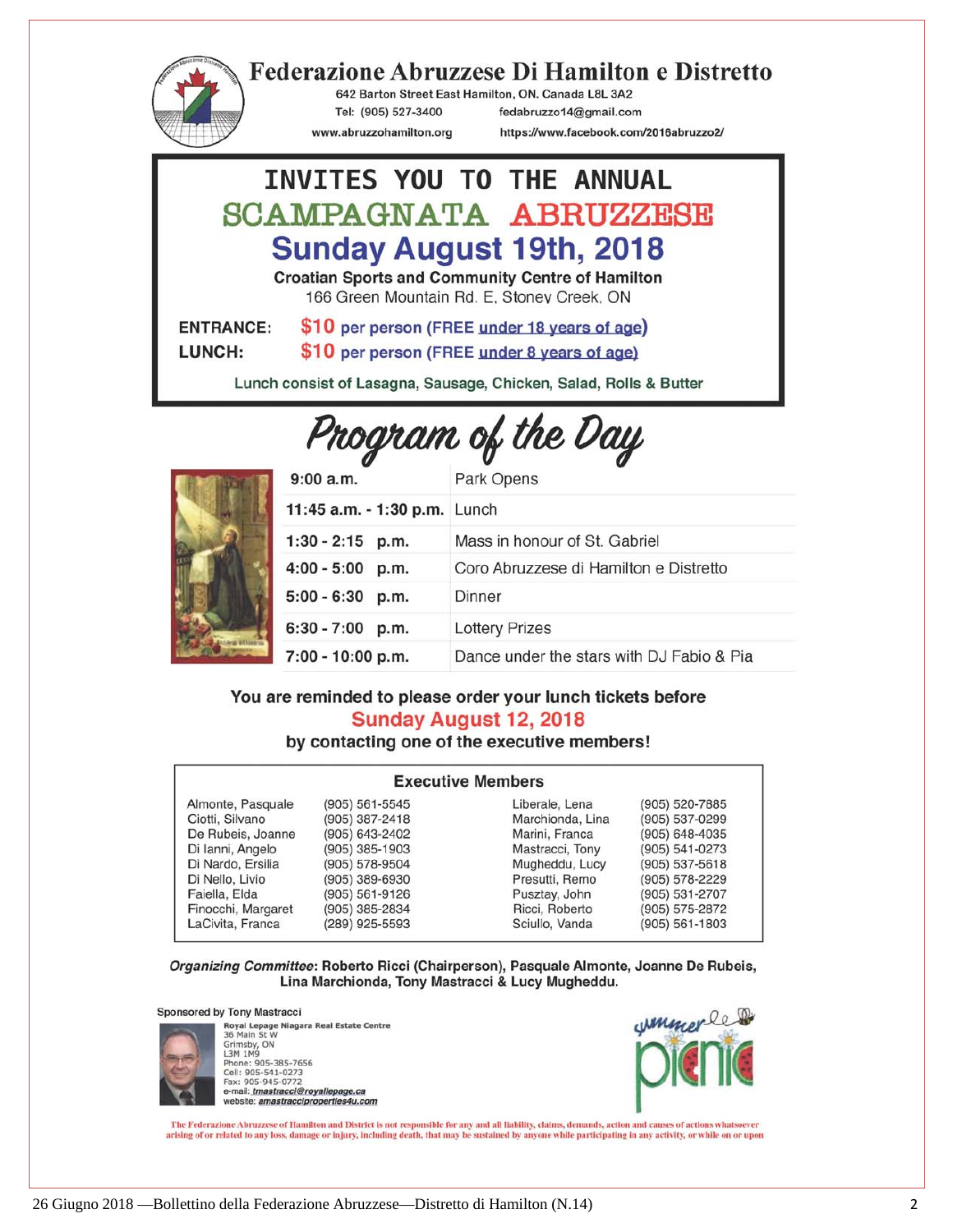# Federazione Abruzzese Di Hamilton e Distretto

642 Barton Street East Hamilton, ON. Canada L8L 3A2
Tel: (905) 527-3400 fedabruzzo14@gmail.com
www.abruzzohamilton.org https://www.facebook.com/2016abruzzo2/

## INVITES YOU TO THE ANNUAL
## SCAMPAGNATA ABRUZZESE
## Sunday August 19th, 2018

**Croatian Sports and Community Centre of Hamilton**
166 Green Mountain Rd. E, Stoney Creek, ON

**ENTRANCE:** $10 per person (FREE under 18 years of age)
**LUNCH:** $10 per person (FREE under 8 years of age)

Lunch consist of Lasagna, Sausage, Chicken, Salad, Rolls & Butter

## Program of the Day

| Time | Event |
|---|---|
| 9:00 a.m. | Park Opens |
| 11:45 a.m. - 1:30 p.m. | Lunch |
| 1:30 - 2:15 p.m. | Mass in honour of St. Gabriel |
| 4:00 - 5:00 p.m. | Coro Abruzzese di Hamilton e Distretto |
| 5:00 - 6:30 p.m. | Dinner |
| 6:30 - 7:00 p.m. | Lottery Prizes |
| 7:00 - 10:00 p.m. | Dance under the stars with DJ Fabio & Pia |

**You are reminded to please order your lunch tickets before Sunday August 12, 2018 by contacting one of the executive members!**

### Executive Members

| Name | Phone | Name | Phone |
|---|---|---|---|
| Almonte, Pasquale | (905) 561-5545 | Liberale, Lena | (905) 520-7885 |
| Ciotti, Silvano | (905) 387-2418 | Marchionda, Lina | (905) 537-0299 |
| De Rubeis, Joanne | (905) 643-2402 | Marini, Franca | (905) 648-4035 |
| Di Ianni, Angelo | (905) 385-1903 | Mastracci, Tony | (905) 541-0273 |
| Di Nardo, Ersilia | (905) 578-9504 | Mugheddu, Lucy | (905) 537-5618 |
| Di Nello, Livio | (905) 389-6930 | Presutti, Remo | (905) 578-2229 |
| Faiella, Elda | (905) 561-9126 | Pusztay, John | (905) 531-2707 |
| Finocchi, Margaret | (905) 385-2834 | Ricci, Roberto | (905) 575-2872 |
| LaCivita, Franca | (289) 925-5593 | Sciullo, Vanda | (905) 561-1803 |

***Organizing Committee*: Roberto Ricci (Chairperson), Pasquale Almonte, Joanne De Rubeis, Lina Marchionda, Tony Mastracci & Lucy Mugheddu.**

Sponsored by Tony Mastracci
Royal Lepage Niagara Real Estate Centre
36 Main St W
Grimsby, ON
L3M 1M9
Phone: 905-385-7656
Cell: 905-541-0273
Fax: 905-945-0772
e-mail: tmastracci@royallepage.ca
website: amastracciproperties4u.com

summer picnic

The Federazione Abruzzese of Hamilton and District is not responsible for any and all liability, claims, demands, action and causes of actions whatsoever arising of or related to any loss, damage or injury, including death, that may be sustained by anyone while participating in any activity, or while on or upon

26 Giugno 2018 —Bollettino della Federazione Abruzzese—Distretto di Hamilton (N.14)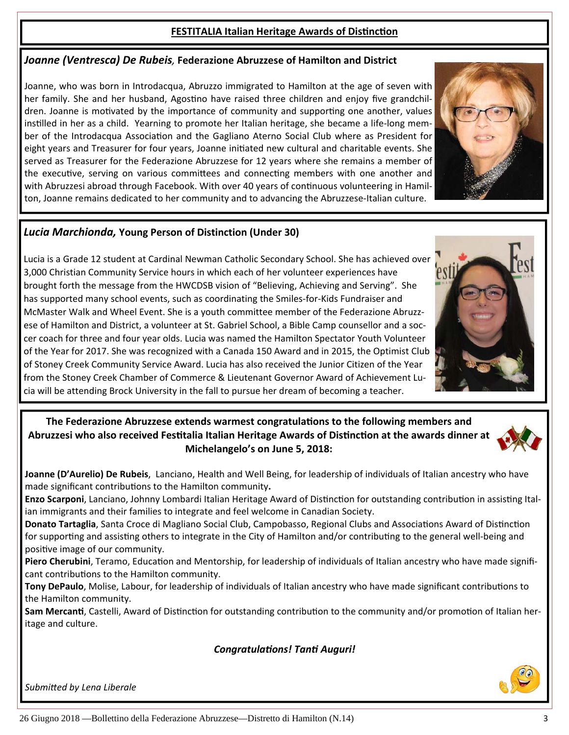## FESTITALIA Italian Heritage Awards of Distinction

### *Joanne (Ventresca) De Rubeis,* Federazione Abruzzese of Hamilton and District

Joanne, who was born in Introdacqua, Abruzzo immigrated to Hamilton at the age of seven with her family. She and her husband, Agostino have raised three children and enjoy five grandchildren. Joanne is motivated by the importance of community and supporting one another, values instilled in her as a child. Yearning to promote her Italian heritage, she became a life-long member of the Introdacqua Association and the Gagliano Aterno Social Club where as President for eight years and Treasurer for four years, Joanne initiated new cultural and charitable events. She served as Treasurer for the Federazione Abruzzese for 12 years where she remains a member of the executive, serving on various committees and connecting members with one another and with Abruzzesi abroad through Facebook. With over 40 years of continuous volunteering in Hamilton, Joanne remains dedicated to her community and to advancing the Abruzzese-Italian culture.

### *Lucia Marchionda,* Young Person of Distinction (Under 30)

Lucia is a Grade 12 student at Cardinal Newman Catholic Secondary School. She has achieved over 3,000 Christian Community Service hours in which each of her volunteer experiences have brought forth the message from the HWCDSB vision of "Believing, Achieving and Serving". She has supported many school events, such as coordinating the Smiles-for-Kids Fundraiser and McMaster Walk and Wheel Event. She is a youth committee member of the Federazione Abruzzese of Hamilton and District, a volunteer at St. Gabriel School, a Bible Camp counsellor and a soccer coach for three and four year olds. Lucia was named the Hamilton Spectator Youth Volunteer of the Year for 2017. She was recognized with a Canada 150 Award and in 2015, the Optimist Club of Stoney Creek Community Service Award. Lucia has also received the Junior Citizen of the Year from the Stoney Creek Chamber of Commerce & Lieutenant Governor Award of Achievement Lucia will be attending Brock University in the fall to pursue her dream of becoming a teacher.

**The Federazione Abruzzese extends warmest congratulations to the following members and Abruzzesi who also received Festitalia Italian Heritage Awards of Distinction at the awards dinner at Michelangelo's on June 5, 2018:**

**Joanne (D'Aurelio) De Rubeis**, Lanciano, Health and Well Being, for leadership of individuals of Italian ancestry who have made significant contributions to the Hamilton community**.**

**Enzo Scarponi**, Lanciano, Johnny Lombardi Italian Heritage Award of Distinction for outstanding contribution in assisting Italian immigrants and their families to integrate and feel welcome in Canadian Society.

**Donato Tartaglia**, Santa Croce di Magliano Social Club, Campobasso, Regional Clubs and Associations Award of Distinction for supporting and assisting others to integrate in the City of Hamilton and/or contributing to the general well-being and positive image of our community.

**Piero Cherubini**, Teramo, Education and Mentorship, for leadership of individuals of Italian ancestry who have made significant contributions to the Hamilton community.

**Tony DePaulo**, Molise, Labour, for leadership of individuals of Italian ancestry who have made significant contributions to the Hamilton community.

**Sam Mercanti**, Castelli, Award of Distinction for outstanding contribution to the community and/or promotion of Italian heritage and culture.

***Congratulations! Tanti Auguri!***

*Submitted by Lena Liberale*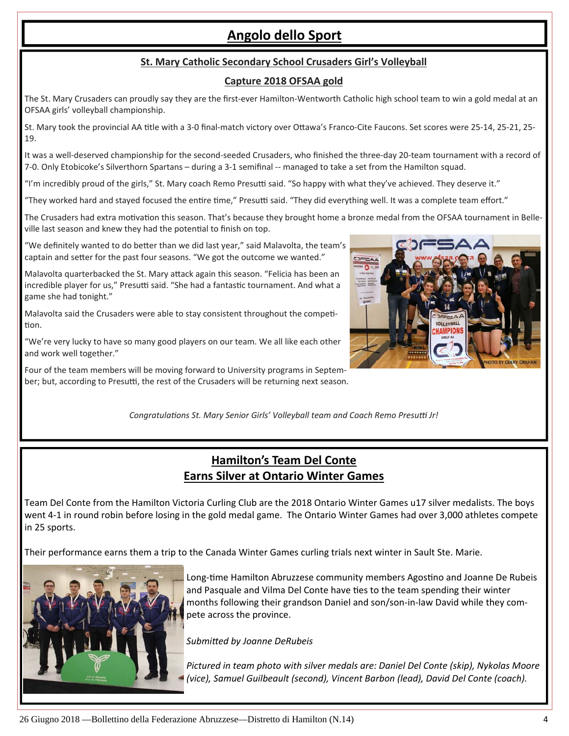# Angolo dello Sport

## St. Mary Catholic Secondary School Crusaders Girl's Volleyball

## Capture 2018 OFSAA gold

The St. Mary Crusaders can proudly say they are the first-ever Hamilton-Wentworth Catholic high school team to win a gold medal at an OFSAA girls' volleyball championship.

St. Mary took the provincial AA title with a 3-0 final-match victory over Ottawa's Franco-Cite Faucons. Set scores were 25-14, 25-21, 25-19.

It was a well-deserved championship for the second-seeded Crusaders, who finished the three-day 20-team tournament with a record of 7-0. Only Etobicoke's Silverthorn Spartans – during a 3-1 semifinal -- managed to take a set from the Hamilton squad.

"I'm incredibly proud of the girls," St. Mary coach Remo Presutti said. "So happy with what they've achieved. They deserve it."

"They worked hard and stayed focused the entire time," Presutti said. "They did everything well. It was a complete team effort."

The Crusaders had extra motivation this season. That's because they brought home a bronze medal from the OFSAA tournament in Belleville last season and knew they had the potential to finish on top.

"We definitely wanted to do better than we did last year," said Malavolta, the team's captain and setter for the past four seasons. "We got the outcome we wanted."

Malavolta quarterbacked the St. Mary attack again this season. "Felicia has been an incredible player for us," Presutti said. "She had a fantastic tournament. And what a game she had tonight."

Malavolta said the Crusaders were able to stay consistent throughout the competition.

"We're very lucky to have so many good players on our team. We all like each other and work well together."

Four of the team members will be moving forward to University programs in September; but, according to Presutti, the rest of the Crusaders will be returning next season.

PHOTO BY GERRY GRAHAM

*Congratulations St. Mary Senior Girls' Volleyball team and Coach Remo Presutti Jr!*

## Hamilton's Team Del Conte
## Earns Silver at Ontario Winter Games

Team Del Conte from the Hamilton Victoria Curling Club are the 2018 Ontario Winter Games u17 silver medalists. The boys went 4-1 in round robin before losing in the gold medal game. The Ontario Winter Games had over 3,000 athletes compete in 25 sports.

Their performance earns them a trip to the Canada Winter Games curling trials next winter in Sault Ste. Marie.

Long-time Hamilton Abruzzese community members Agostino and Joanne De Rubeis and Pasquale and Vilma Del Conte have ties to the team spending their winter months following their grandson Daniel and son/son-in-law David while they compete across the province.

*Submitted by Joanne DeRubeis*

*Pictured in team photo with silver medals are: Daniel Del Conte (skip), Nykolas Moore (vice), Samuel Guilbeault (second), Vincent Barbon (lead), David Del Conte (coach).*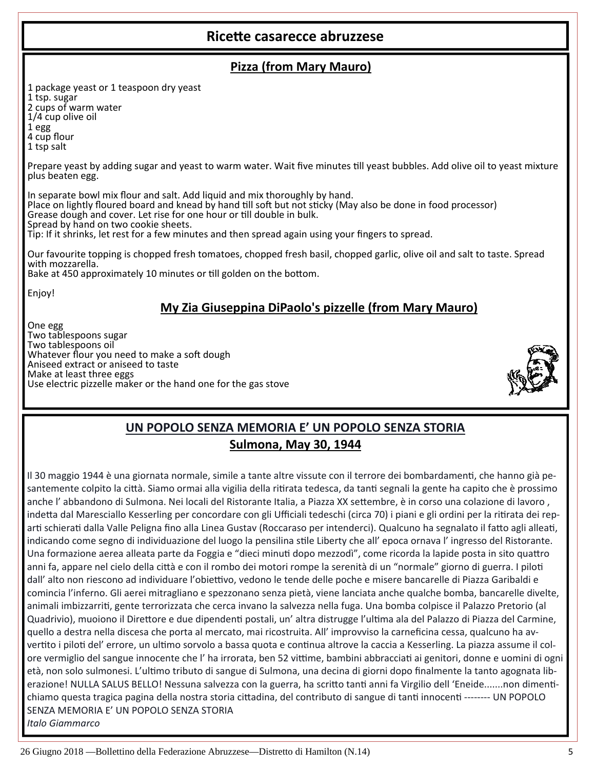# Ricette casarecce abruzzese

## Pizza (from Mary Mauro)

1 package yeast or 1 teaspoon dry yeast
1 tsp. sugar
2 cups of warm water
1/4 cup olive oil
1 egg
4 cup flour
1 tsp salt

Prepare yeast by adding sugar and yeast to warm water. Wait five minutes till yeast bubbles. Add olive oil to yeast mixture plus beaten egg.

In separate bowl mix flour and salt. Add liquid and mix thoroughly by hand.
Place on lightly floured board and knead by hand till soft but not sticky (May also be done in food processor)
Grease dough and cover. Let rise for one hour or till double in bulk.
Spread by hand on two cookie sheets.
Tip: If it shrinks, let rest for a few minutes and then spread again using your fingers to spread.

Our favourite topping is chopped fresh tomatoes, chopped fresh basil, chopped garlic, olive oil and salt to taste. Spread with mozzarella.
Bake at 450 approximately 10 minutes or till golden on the bottom.

Enjoy!

## My Zia Giuseppina DiPaolo's pizzelle (from Mary Mauro)

One egg
Two tablespoons sugar
Two tablespoons oil
Whatever flour you need to make a soft dough
Aniseed extract or aniseed to taste
Make at least three eggs
Use electric pizzelle maker or the hand one for the gas stove

## UN POPOLO SENZA MEMORIA E' UN POPOLO SENZA STORIA
## Sulmona, May 30, 1944

Il 30 maggio 1944 è una giornata normale, simile a tante altre vissute con il terrore dei bombardamenti, che hanno già pesantemente colpito la città. Siamo ormai alla vigilia della ritirata tedesca, da tanti segnali la gente ha capito che è prossimo anche l' abbandono di Sulmona. Nei locali del Ristorante Italia, a Piazza XX settembre, è in corso una colazione di lavoro , indetta dal Maresciallo Kesserling per concordare con gli Ufficiali tedeschi (circa 70) i piani e gli ordini per la ritirata dei reparti schierati dalla Valle Peligna fino alla Linea Gustav (Roccaraso per intenderci). Qualcuno ha segnalato il fatto agli alleati, indicando come segno di individuazione del luogo la pensilina stile Liberty che all' epoca ornava l' ingresso del Ristorante. Una formazione aerea alleata parte da Foggia e "dieci minuti dopo mezzodì", come ricorda la lapide posta in sito quattro anni fa, appare nel cielo della città e con il rombo dei motori rompe la serenità di un "normale" giorno di guerra. I piloti dall' alto non riescono ad individuare l'obiettivo, vedono le tende delle poche e misere bancarelle di Piazza Garibaldi e comincia l'inferno. Gli aerei mitragliano e spezzonano senza pietà, viene lanciata anche qualche bomba, bancarelle divelte, animali imbizzarriti, gente terrorizzata che cerca invano la salvezza nella fuga. Una bomba colpisce il Palazzo Pretorio (al Quadrivio), muoiono il Direttore e due dipendenti postali, un' altra distrugge l'ultima ala del Palazzo di Piazza del Carmine, quello a destra nella discesa che porta al mercato, mai ricostruita. All' improvviso la carneficina cessa, qualcuno ha avvertito i piloti del' errore, un ultimo sorvolo a bassa quota e continua altrove la caccia a Kesserling. La piazza assume il colore vermiglio del sangue innocente che l' ha irrorata, ben 52 vittime, bambini abbracciati ai genitori, donne e uomini di ogni età, non solo sulmonesi. L'ultimo tributo di sangue di Sulmona, una decina di giorni dopo finalmente la tanto agognata liberazione! NULLA SALUS BELLO! Nessuna salvezza con la guerra, ha scritto tanti anni fa Virgilio dell 'Eneide.......non dimentichiamo questa tragica pagina della nostra storia cittadina, del contributo di sangue di tanti innocenti -------- UN POPOLO SENZA MEMORIA E' UN POPOLO SENZA STORIA

*Italo Giammarco*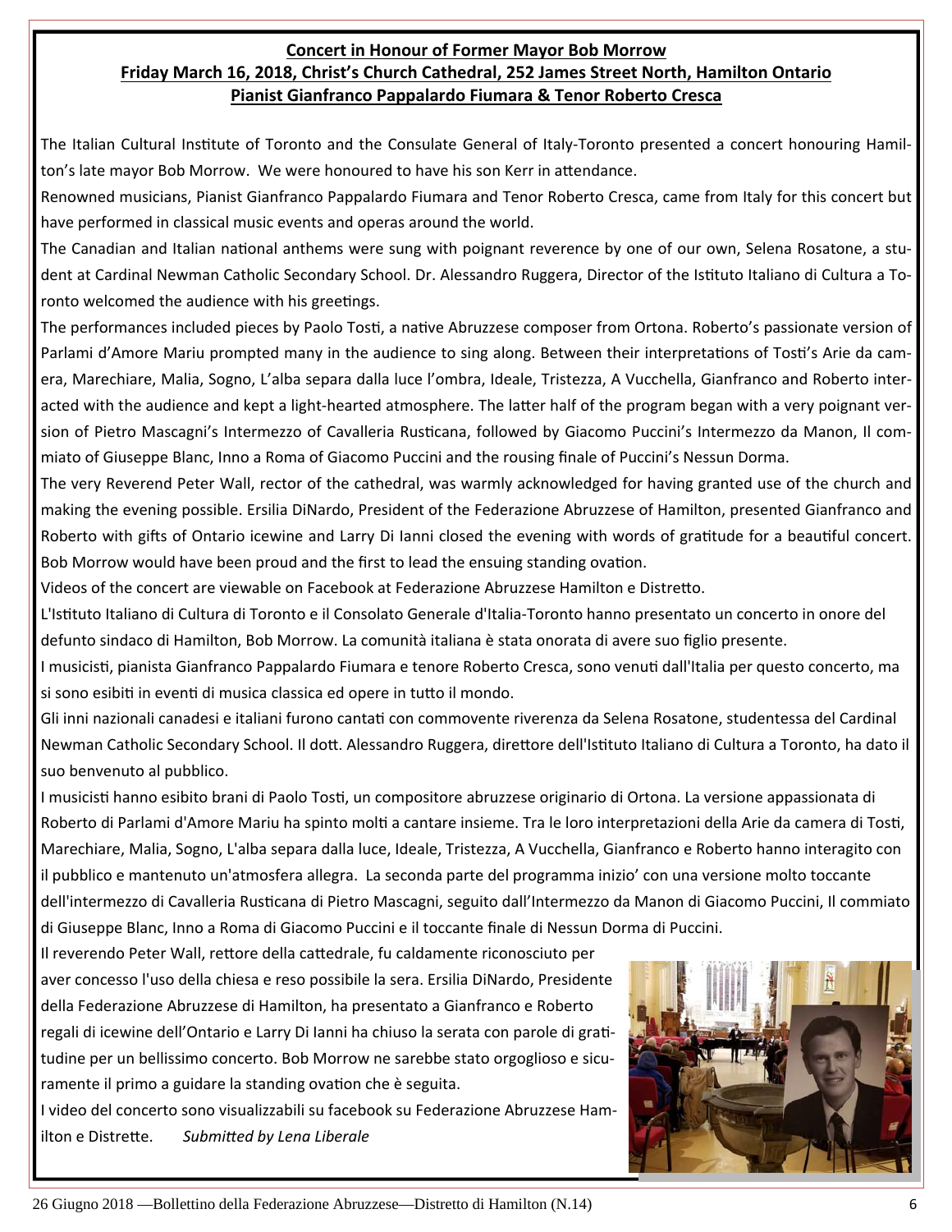**Concert in Honour of Former Mayor Bob Morrow**
**Friday March 16, 2018, Christ's Church Cathedral, 252 James Street North, Hamilton Ontario**
**Pianist Gianfranco Pappalardo Fiumara & Tenor Roberto Cresca**

The Italian Cultural Institute of Toronto and the Consulate General of Italy-Toronto presented a concert honouring Hamilton's late mayor Bob Morrow. We were honoured to have his son Kerr in attendance.

Renowned musicians, Pianist Gianfranco Pappalardo Fiumara and Tenor Roberto Cresca, came from Italy for this concert but have performed in classical music events and operas around the world.

The Canadian and Italian national anthems were sung with poignant reverence by one of our own, Selena Rosatone, a student at Cardinal Newman Catholic Secondary School. Dr. Alessandro Ruggera, Director of the Istituto Italiano di Cultura a Toronto welcomed the audience with his greetings.

The performances included pieces by Paolo Tosti, a native Abruzzese composer from Ortona. Roberto's passionate version of Parlami d'Amore Mariu prompted many in the audience to sing along. Between their interpretations of Tosti's Arie da camera, Marechiare, Malia, Sogno, L'alba separa dalla luce l'ombra, Ideale, Tristezza, A Vucchella, Gianfranco and Roberto interacted with the audience and kept a light-hearted atmosphere. The latter half of the program began with a very poignant version of Pietro Mascagni's Intermezzo of Cavalleria Rusticana, followed by Giacomo Puccini's Intermezzo da Manon, Il commiato of Giuseppe Blanc, Inno a Roma of Giacomo Puccini and the rousing finale of Puccini's Nessun Dorma.

The very Reverend Peter Wall, rector of the cathedral, was warmly acknowledged for having granted use of the church and making the evening possible. Ersilia DiNardo, President of the Federazione Abruzzese of Hamilton, presented Gianfranco and Roberto with gifts of Ontario icewine and Larry Di Ianni closed the evening with words of gratitude for a beautiful concert. Bob Morrow would have been proud and the first to lead the ensuing standing ovation.

Videos of the concert are viewable on Facebook at Federazione Abruzzese Hamilton e Distretto.

L'Istituto Italiano di Cultura di Toronto e il Consolato Generale d'Italia-Toronto hanno presentato un concerto in onore del defunto sindaco di Hamilton, Bob Morrow. La comunità italiana è stata onorata di avere suo figlio presente.

I musicisti, pianista Gianfranco Pappalardo Fiumara e tenore Roberto Cresca, sono venuti dall'Italia per questo concerto, ma si sono esibiti in eventi di musica classica ed opere in tutto il mondo.

Gli inni nazionali canadesi e italiani furono cantati con commovente riverenza da Selena Rosatone, studentessa del Cardinal Newman Catholic Secondary School. Il dott. Alessandro Ruggera, direttore dell'Istituto Italiano di Cultura a Toronto, ha dato il suo benvenuto al pubblico.

I musicisti hanno esibito brani di Paolo Tosti, un compositore abruzzese originario di Ortona. La versione appassionata di Roberto di Parlami d'Amore Mariu ha spinto molti a cantare insieme. Tra le loro interpretazioni della Arie da camera di Tosti, Marechiare, Malia, Sogno, L'alba separa dalla luce, Ideale, Tristezza, A Vucchella, Gianfranco e Roberto hanno interagito con il pubblico e mantenuto un'atmosfera allegra. La seconda parte del programma inizio' con una versione molto toccante dell'intermezzo di Cavalleria Rusticana di Pietro Mascagni, seguito dall'Intermezzo da Manon di Giacomo Puccini, Il commiato di Giuseppe Blanc, Inno a Roma di Giacomo Puccini e il toccante finale di Nessun Dorma di Puccini.

Il reverendo Peter Wall, rettore della cattedrale, fu caldamente riconosciuto per aver concesso l'uso della chiesa e reso possibile la sera. Ersilia DiNardo, Presidente della Federazione Abruzzese di Hamilton, ha presentato a Gianfranco e Roberto regali di icewine dell'Ontario e Larry Di Ianni ha chiuso la serata con parole di gratitudine per un bellissimo concerto. Bob Morrow ne sarebbe stato orgoglioso e sicuramente il primo a guidare la standing ovation che è seguita.

I video del concerto sono visualizzabili su facebook su Federazione Abruzzese Hamilton e Distrette. *Submitted by Lena Liberale*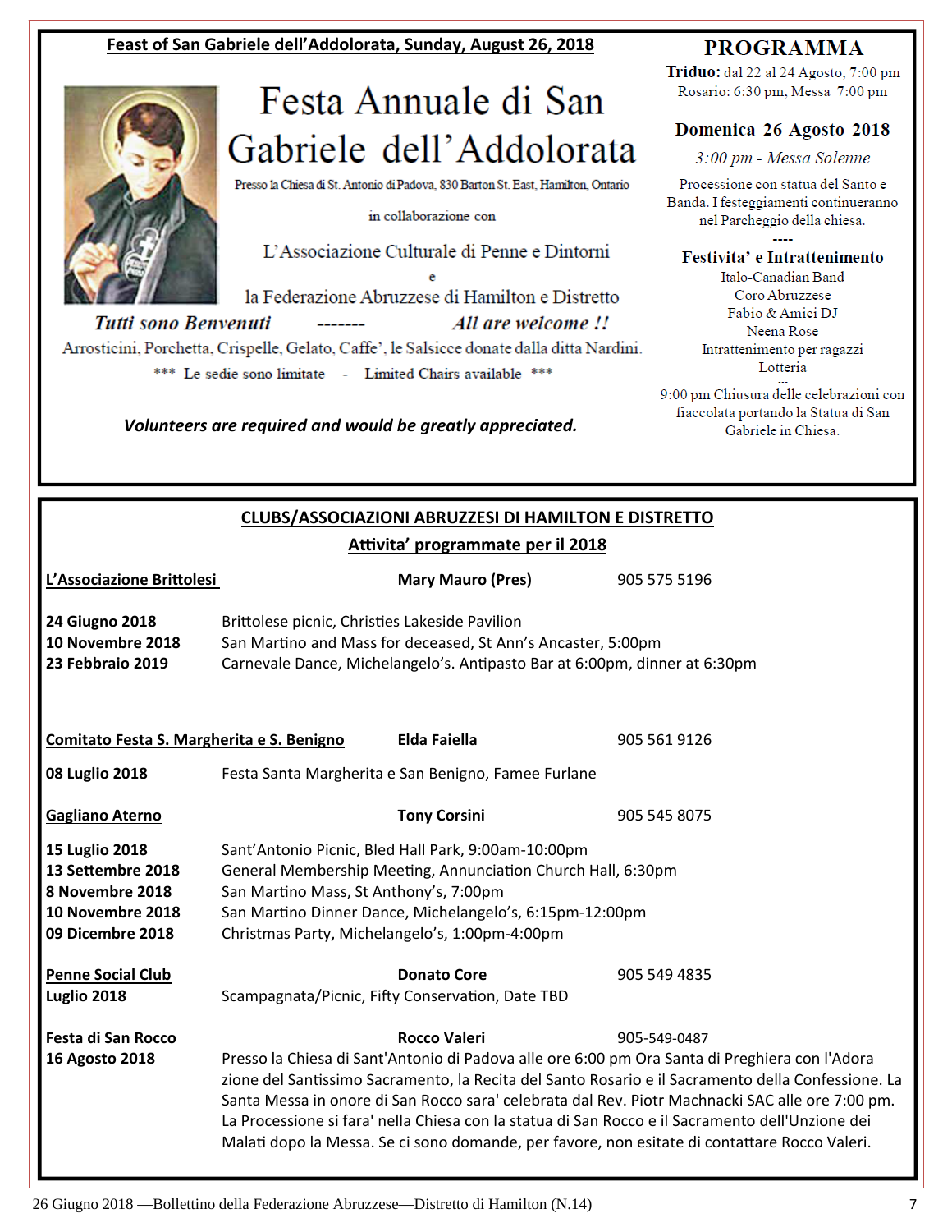**Feast of San Gabriele dell'Addolorata, Sunday, August 26, 2018**

# Festa Annuale di San Gabriele dell'Addolorata

Presso la Chiesa di St. Antonio di Padova, 830 Barton St. East, Hamilton, Ontario

in collaborazione con

L'Associazione Culturale di Penne e Dintorni

e

la Federazione Abruzzese di Hamilton e Distretto

***Tutti sono Benvenuti ------- All are welcome !!***

Arrosticini, Porchetta, Crispelle, Gelato, Caffe', le Salsicce donate dalla ditta Nardini.

*** Le sedie sono limitate - Limited Chairs available ***

***Volunteers are required and would be greatly appreciated.***

## PROGRAMMA

**Triduo:** dal 22 al 24 Agosto, 7:00 pm
Rosario: 6:30 pm, Messa 7:00 pm

**Domenica 26 Agosto 2018**

*3:00 pm - Messa Solenne*

Processione con statua del Santo e Banda. I festeggiamenti continueranno nel Parcheggio della chiesa.

----

**Festivita' e Intrattenimento**

Italo-Canadian Band
Coro Abruzzese
Fabio & Amici DJ
Neena Rose
Intrattenimento per ragazzi
Lotteria

---

9:00 pm Chiusura delle celebrazioni con fiaccolata portando la Statua di San Gabriele in Chiesa.

## CLUBS/ASSOCIAZIONI ABRUZZESI DI HAMILTON E DISTRETTO

**Attivita' programmate per il 2018**

**L'Associazione Brittolesi** — **Mary Mauro (Pres)** — 905 575 5196

**24 Giugno 2018** Brittolese picnic, Christies Lakeside Pavilion
**10 Novembre 2018** San Martino and Mass for deceased, St Ann's Ancaster, 5:00pm
**23 Febbraio 2019** Carnevale Dance, Michelangelo's. Antipasto Bar at 6:00pm, dinner at 6:30pm

**Comitato Festa S. Margherita e S. Benigno** — **Elda Faiella** — 905 561 9126

**08 Luglio 2018** Festa Santa Margherita e San Benigno, Famee Furlane

**Gagliano Aterno** — **Tony Corsini** — 905 545 8075

**15 Luglio 2018** Sant'Antonio Picnic, Bled Hall Park, 9:00am-10:00pm
**13 Settembre 2018** General Membership Meeting, Annunciation Church Hall, 6:30pm
**8 Novembre 2018** San Martino Mass, St Anthony's, 7:00pm
**10 Novembre 2018** San Martino Dinner Dance, Michelangelo's, 6:15pm-12:00pm
**09 Dicembre 2018** Christmas Party, Michelangelo's, 1:00pm-4:00pm

**Penne Social Club** — **Donato Core** — 905 549 4835

**Luglio 2018** Scampagnata/Picnic, Fifty Conservation, Date TBD

**Festa di San Rocco** — **Rocco Valeri** — 905-549-0487

**16 Agosto 2018** Presso la Chiesa di Sant'Antonio di Padova alle ore 6:00 pm Ora Santa di Preghiera con l'Adorazione del Santissimo Sacramento, la Recita del Santo Rosario e il Sacramento della Confessione. La Santa Messa in onore di San Rocco sara' celebrata dal Rev. Piotr Machnacki SAC alle ore 7:00 pm. La Processione si fara' nella Chiesa con la statua di San Rocco e il Sacramento dell'Unzione dei Malati dopo la Messa. Se ci sono domande, per favore, non esitate di contattare Rocco Valeri.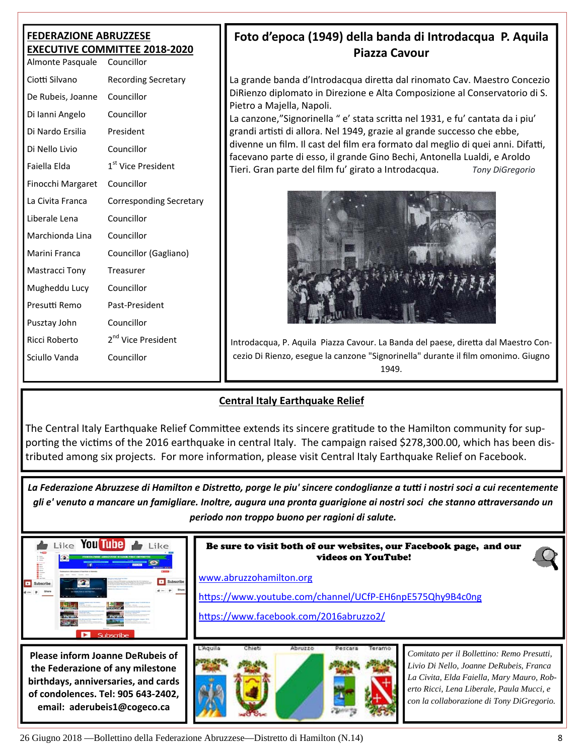## FEDERAZIONE ABRUZZESE EXECUTIVE COMMITTEE 2018-2020

| | |
|---|---|
| Almonte Pasquale | Councillor |
| Ciotti Silvano | Recording Secretary |
| De Rubeis, Joanne | Councillor |
| Di Ianni Angelo | Councillor |
| Di Nardo Ersilia | President |
| Di Nello Livio | Councillor |
| Faiella Elda | 1st Vice President |
| Finocchi Margaret | Councillor |
| La Civita Franca | Corresponding Secretary |
| Liberale Lena | Councillor |
| Marchionda Lina | Councillor |
| Marini Franca | Councillor (Gagliano) |
| Mastracci Tony | Treasurer |
| Mugheddu Lucy | Councillor |
| Presutti Remo | Past-President |
| Pusztay John | Councillor |
| Ricci Roberto | 2nd Vice President |
| Sciullo Vanda | Councillor |

## Foto d'epoca (1949) della banda di Introdacqua P. Aquila Piazza Cavour

La grande banda d'Introdacqua diretta dal rinomato Cav. Maestro Concezio DiRienzo diplomato in Direzione e Alta Composizione al Conservatorio di S. Pietro a Majella, Napoli.
La canzone,"Signorinella " e' stata scritta nel 1931, e fu' cantata da i piu' grandi artisti di allora. Nel 1949, grazie al grande successo che ebbe, divenne un film. Il cast del film era formato dal meglio di quei anni. Difatti, facevano parte di esso, il grande Gino Bechi, Antonella Lualdi, e Aroldo Tieri. Gran parte del film fu' girato a Introdacqua. *Tony DiGregorio*

Introdacqua, P. Aquila Piazza Cavour. La Banda del paese, diretta dal Maestro Concezio Di Rienzo, esegue la canzone "Signorinella" durante il film omonimo. Giugno 1949.

## Central Italy Earthquake Relief

The Central Italy Earthquake Relief Committee extends its sincere gratitude to the Hamilton community for supporting the victims of the 2016 earthquake in central Italy. The campaign raised $278,300.00, which has been distributed among six projects. For more information, please visit Central Italy Earthquake Relief on Facebook.

***La Federazione Abruzzese di Hamilton e Distretto, porge le piu' sincere condoglianze a tutti i nostri soci a cui recentemente gli e' venuto a mancare un famigliare. Inoltre, augura una pronta guarigione ai nostri soci che stanno attraversando un periodo non troppo buono per ragioni di salute.***

**Be sure to visit both of our websites, our Facebook page, and our videos on YouTube!**

www.abruzzohamilton.org

https://www.youtube.com/channel/UCfP-EH6npE575Qhy9B4c0ng

https://www.facebook.com/2016abruzzo2/

**Please inform Joanne DeRubeis of the Federazione of any milestone birthdays, anniversaries, and cards of condolences. Tel: 905 643-2402, email: aderubeis1@cogeco.ca**

L'Aquila Chieti Abruzzo Pescara Teramo

*Comitato per il Bollettino: Remo Presutti, Livio Di Nello, Joanne DeRubeis, Franca La Civita, Elda Faiella, Mary Mauro, Roberto Ricci, Lena Liberale, Paula Mucci, e con la collaborazione di Tony DiGregorio.*